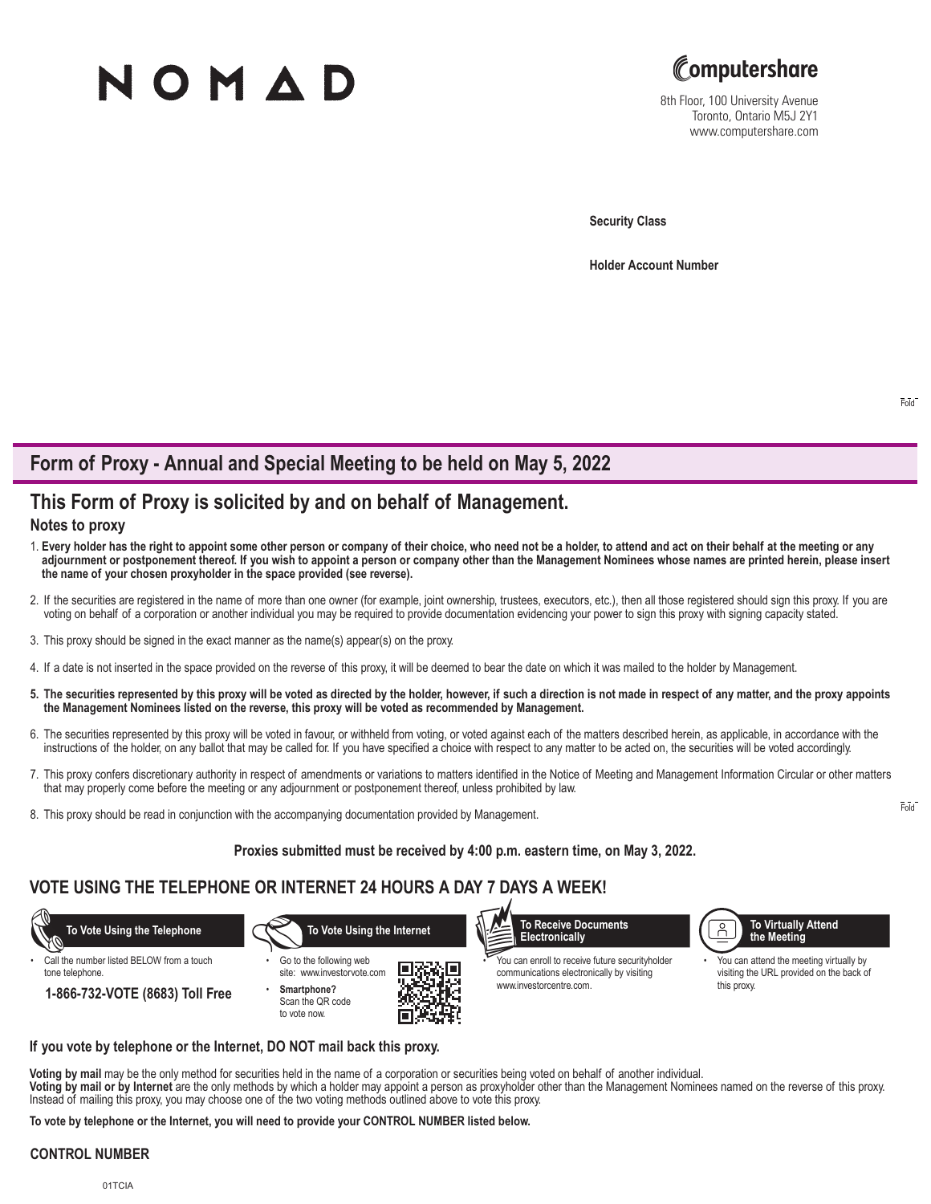# NOMAD

Computershare
8th Floor, 100 University Avenue
Toronto, Ontario M5J 2Y1
www.computershare.com

**Security Class**

**Holder Account Number**

## Form of Proxy - Annual and Special Meeting to be held on May 5, 2022

## This Form of Proxy is solicited by and on behalf of Management.

### Notes to proxy

1. **Every holder has the right to appoint some other person or company of their choice, who need not be a holder, to attend and act on their behalf at the meeting or any adjournment or postponement thereof. If you wish to appoint a person or company other than the Management Nominees whose names are printed herein, please insert the name of your chosen proxyholder in the space provided (see reverse).**
2. If the securities are registered in the name of more than one owner (for example, joint ownership, trustees, executors, etc.), then all those registered should sign this proxy. If you are voting on behalf of a corporation or another individual you may be required to provide documentation evidencing your power to sign this proxy with signing capacity stated.
3. This proxy should be signed in the exact manner as the name(s) appear(s) on the proxy.
4. If a date is not inserted in the space provided on the reverse of this proxy, it will be deemed to bear the date on which it was mailed to the holder by Management.
5. **The securities represented by this proxy will be voted as directed by the holder, however, if such a direction is not made in respect of any matter, and the proxy appoints the Management Nominees listed on the reverse, this proxy will be voted as recommended by Management.**
6. The securities represented by this proxy will be voted in favour, or withheld from voting, or voted against each of the matters described herein, as applicable, in accordance with the instructions of the holder, on any ballot that may be called for. If you have specified a choice with respect to any matter to be acted on, the securities will be voted accordingly.
7. This proxy confers discretionary authority in respect of amendments or variations to matters identified in the Notice of Meeting and Management Information Circular or other matters that may properly come before the meeting or any adjournment or postponement thereof, unless prohibited by law.
8. This proxy should be read in conjunction with the accompanying documentation provided by Management.

**Proxies submitted must be received by 4:00 p.m. eastern time, on May 3, 2022.**

## VOTE USING THE TELEPHONE OR INTERNET 24 HOURS A DAY 7 DAYS A WEEK!

**To Vote Using the Telephone**

- Call the number listed BELOW from a touch tone telephone.

**1-866-732-VOTE (8683) Toll Free**

**To Vote Using the Internet**

- Go to the following web site: www.investorvote.com
- **Smartphone?** Scan the QR code to vote now.

**To Receive Documents Electronically**

- You can enrol to receive future securityholder communications electronically by visiting www.investorcentre.com.

**To Virtually Attend the Meeting**

- You can attend the meeting virtually by visiting the URL provided on the back of this proxy.

**If you vote by telephone or the Internet, DO NOT mail back this proxy.**

**Voting by mail** may be the only method for securities held in the name of a corporation or securities being voted on behalf of another individual.
**Voting by mail or by Internet** are the only methods by which a holder may appoint a person as proxyholder other than the Management Nominees named on the reverse of this proxy. Instead of mailing this proxy, you may choose one of the two voting methods outlined above to vote this proxy.

**To vote by telephone or the Internet, you will need to provide your CONTROL NUMBER listed below.**

**CONTROL NUMBER**

01TCIA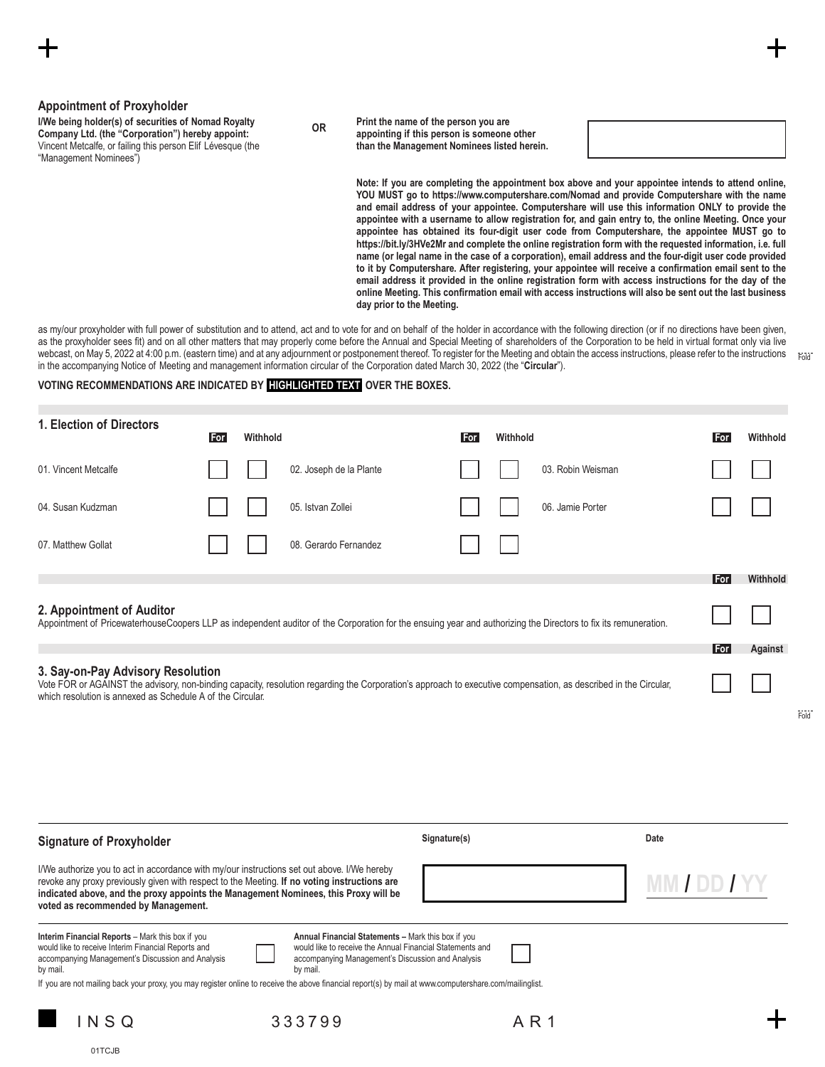## Appointment of Proxyholder

**I/We being holder(s) of securities of Nomad Royalty Company Ltd. (the "Corporation") hereby appoint:** Vincent Metcalfe, or failing this person Elif Lévesque (the "Management Nominees")

**OR**

**Print the name of the person you are appointing if this person is someone other than the Management Nominees listed herein.**

**Note: If you are completing the appointment box above and your appointee intends to attend online, YOU MUST go to https://www.computershare.com/Nomad and provide Computershare with the name and email address of your appointee. Computershare will use this information ONLY to provide the appointee with a username to allow registration for, and gain entry to, the online Meeting. Once your appointee has obtained its four-digit user code from Computershare, the appointee MUST go to https://bit.ly/3HVe2Mr and complete the online registration form with the requested information, i.e. full name (or legal name in the case of a corporation), email address and the four-digit user code provided to it by Computershare. After registering, your appointee will receive a confirmation email sent to the email address it provided in the online registration form with access instructions for the day of the online Meeting. This confirmation email with access instructions will also be sent out the last business day prior to the Meeting.**

as my/our proxyholder with full power of substitution and to attend, act and to vote for and on behalf of the holder in accordance with the following direction (or if no directions have been given, as the proxyholder sees fit) and on all other matters that may properly come before the Annual and Special Meeting of shareholders of the Corporation to be held in virtual format only via live webcast, on May 5, 2022 at 4:00 p.m. (eastern time) and at any adjournment or postponement thereof. To register for the Meeting and obtain the access instructions, please refer to the instructions in the accompanying Notice of Meeting and management information circular of the Corporation dated March 30, 2022 (the "**Circular**").

**VOTING RECOMMENDATIONS ARE INDICATED BY HIGHLIGHTED TEXT OVER THE BOXES.**

### 1. Election of Directors

| | For | Withhold | | For | Withhold | | For | Withhold |
|---|---|---|---|---|---|---|---|---|
| 01. Vincent Metcalfe | ☐ | ☐ | 02. Joseph de la Plante | ☐ | ☐ | 03. Robin Weisman | ☐ | ☐ |
| 04. Susan Kudzman | ☐ | ☐ | 05. Istvan Zollei | ☐ | ☐ | 06. Jamie Porter | ☐ | ☐ |
| 07. Matthew Gollat | ☐ | ☐ | 08. Gerardo Fernandez | ☐ | ☐ | | | |

### 2. Appointment of Auditor

Appointment of PricewaterhouseCoopers LLP as independent auditor of the Corporation for the ensuing year and authorizing the Directors to fix its remuneration.

For ☐ Withhold ☐

### 3. Say-on-Pay Advisory Resolution

Vote FOR or AGAINST the advisory, non-binding capacity, resolution regarding the Corporation's approach to executive compensation, as described in the Circular, which resolution is annexed as Schedule A of the Circular.

For ☐ Against ☐

## Signature of Proxyholder

I/We authorize you to act in accordance with my/our instructions set out above. I/We hereby revoke any proxy previously given with respect to the Meeting. **If no voting instructions are indicated above, and the proxy appoints the Management Nominees, this Proxy will be voted as recommended by Management.**

Signature(s)

Date

MM / DD / YY

**Interim Financial Reports** – Mark this box if you would like to receive Interim Financial Reports and accompanying Management's Discussion and Analysis by mail. ☐

**Annual Financial Statements** – Mark this box if you would like to receive the Annual Financial Statements and accompanying Management's Discussion and Analysis by mail. ☐

If you are not mailing back your proxy, you may register online to receive the above financial report(s) by mail at www.computershare.com/mailinglist.

INSQ 333799 AR1

01TCJB